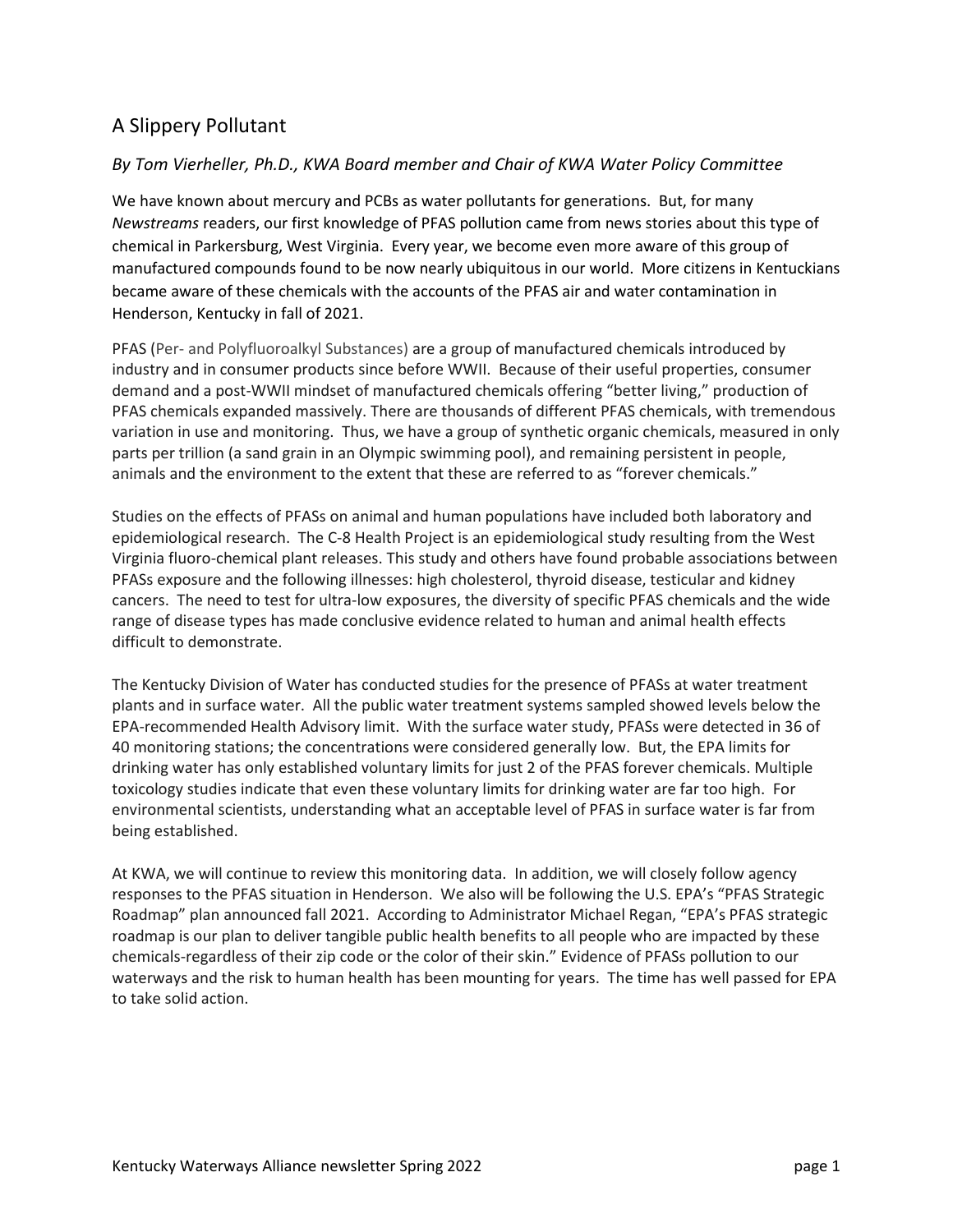## A Slippery Pollutant

*By Tom Vierheller, Ph.D., KWA Board member and Chair of KWA Water Policy Committee*

We have known about mercury and PCBs as water pollutants for generations. But, for many *Newstreams* readers, our first knowledge of PFAS pollution came from news stories about this type of chemical in Parkersburg, West Virginia. Every year, we become even more aware of this group of manufactured compounds found to be now nearly ubiquitous in our world. More citizens in Kentuckians became aware of these chemicals with the accounts of the PFAS air and water contamination in Henderson, Kentucky in fall of 2021.

PFAS (Per- and Polyfluoroalkyl Substances) are a group of manufactured chemicals introduced by industry and in consumer products since before WWII. Because of their useful properties, consumer demand and a post-WWII mindset of manufactured chemicals offering "better living," production of PFAS chemicals expanded massively. There are thousands of different PFAS chemicals, with tremendous variation in use and monitoring. Thus, we have a group of synthetic organic chemicals, measured in only parts per trillion (a sand grain in an Olympic swimming pool), and remaining persistent in people, animals and the environment to the extent that these are referred to as "forever chemicals."

Studies on the effects of PFASs on animal and human populations have included both laboratory and epidemiological research. The C-8 Health Project is an epidemiological study resulting from the West Virginia fluoro-chemical plant releases. This study and others have found probable associations between PFASs exposure and the following illnesses: high cholesterol, thyroid disease, testicular and kidney cancers. The need to test for ultra-low exposures, the diversity of specific PFAS chemicals and the wide range of disease types has made conclusive evidence related to human and animal health effects difficult to demonstrate.

The Kentucky Division of Water has conducted studies for the presence of PFASs at water treatment plants and in surface water. All the public water treatment systems sampled showed levels below the EPA-recommended Health Advisory limit. With the surface water study, PFASs were detected in 36 of 40 monitoring stations; the concentrations were considered generally low. But, the EPA limits for drinking water has only established voluntary limits for just 2 of the PFAS forever chemicals. Multiple toxicology studies indicate that even these voluntary limits for drinking water are far too high. For environmental scientists, understanding what an acceptable level of PFAS in surface water is far from being established.

At KWA, we will continue to review this monitoring data. In addition, we will closely follow agency responses to the PFAS situation in Henderson. We also will be following the U.S. EPA's "PFAS Strategic Roadmap" plan announced fall 2021. According to Administrator Michael Regan, "EPA's PFAS strategic roadmap is our plan to deliver tangible public health benefits to all people who are impacted by these chemicals-regardless of their zip code or the color of their skin." Evidence of PFASs pollution to our waterways and the risk to human health has been mounting for years. The time has well passed for EPA to take solid action.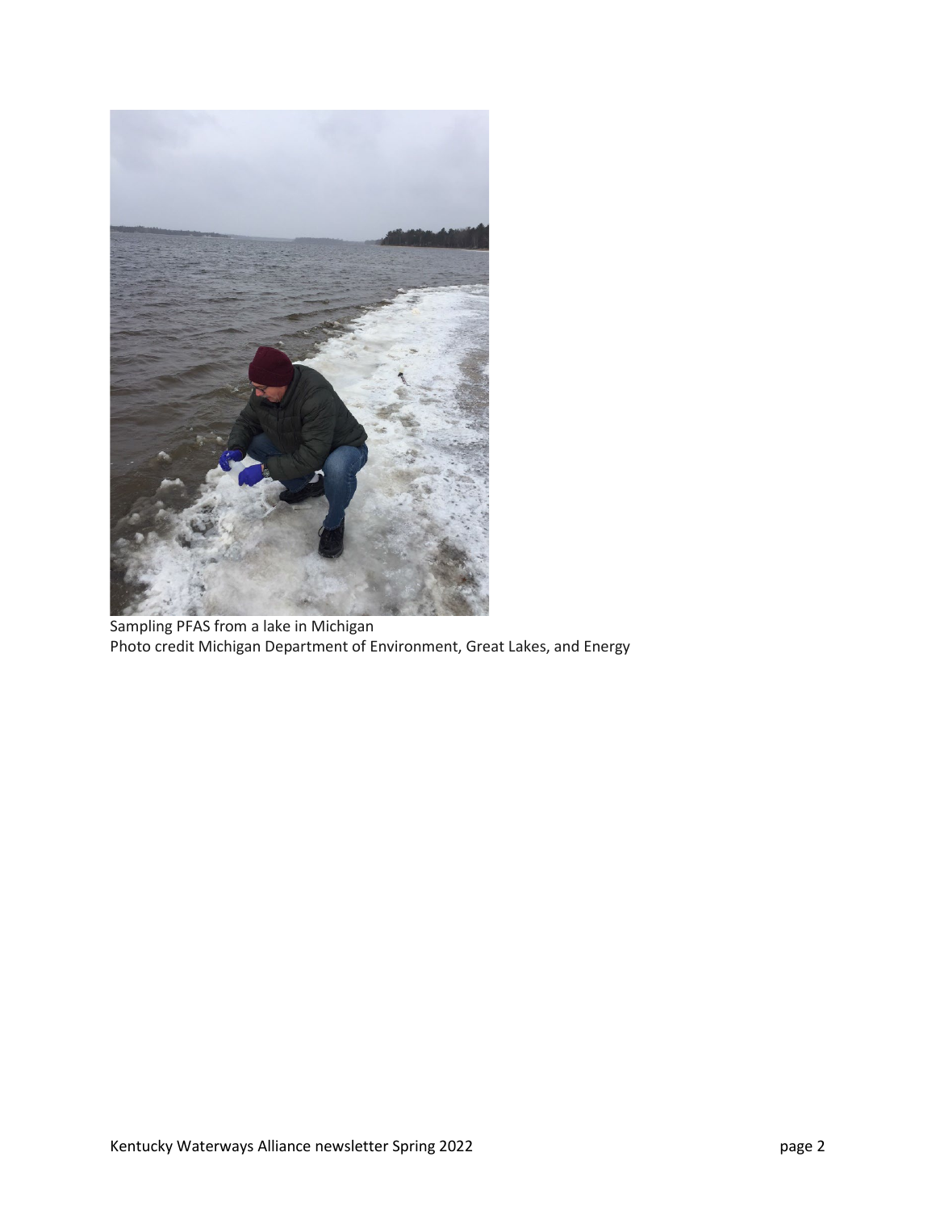Sampling PFAS from a lake in Michigan
Photo credit Michigan Department of Environment, Great Lakes, and Energy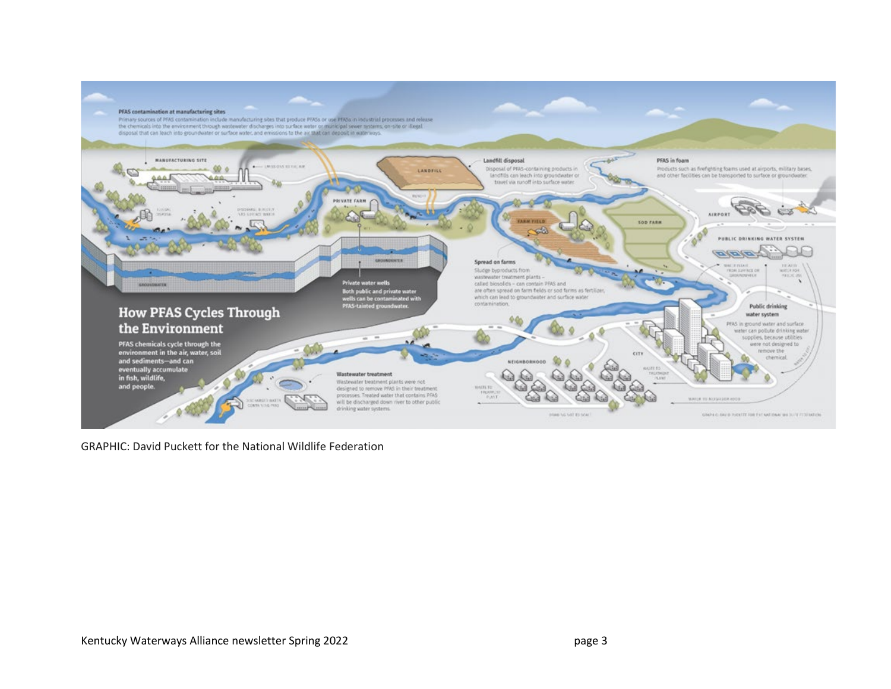PFAS contamination at manufacturing sites

Primary sources of PFAS contamination include manufacturing sites that produce PFASs or use PFASs in industrial processes and release the chemicals into the environment through wastewater discharges into surface water or municipal sewer systems, on-site or illegal disposal that can leach into groundwater or surface water, and emissions to the air that can deposit in waterways.

MANUFACTURING SITE

LANDFILL

Landfill disposal

Disposal of PFAS-containing products in landfills can leach into groundwater or travel via runoff into surface water.

PFAS in foam

Products such as firefighting foams used at airports, military bases, and other facilities can be transported to surface or groundwater.

PRIVATE FARM

AIRPORT

FARM FIELD

SOD FARM

PUBLIC DRINKING WATER SYSTEM

GROUNDWATER

Spread on farms

Sludge byproducts from wastewater treatment plants – called biosolids – can contain PFAS and are often spread on farm fields or sod farms as fertilizer, which can lead to groundwater and surface water contamination.

Private water wells

Both public and private water wells can be contaminated with PFAS-tainted groundwater.

# How PFAS Cycles Through the Environment

PFAS chemicals cycle through the environment in the air, water, soil and sediments—and can eventually accumulate in fish, wildlife, and people.

Public drinking water system

PFAS in ground water and surface water can pollute drinking water supplies, because utilities were not designed to remove the chemical.

CITY

NEIGHBORHOOD

Wastewater treatment

Wastewater treatment plants were not designed to remove PFAS in their treatment processes. Treated water that contains PFAS will be discharged down river to other public drinking water systems.

GRAPHIC: David Puckett for the National Wildlife Federation